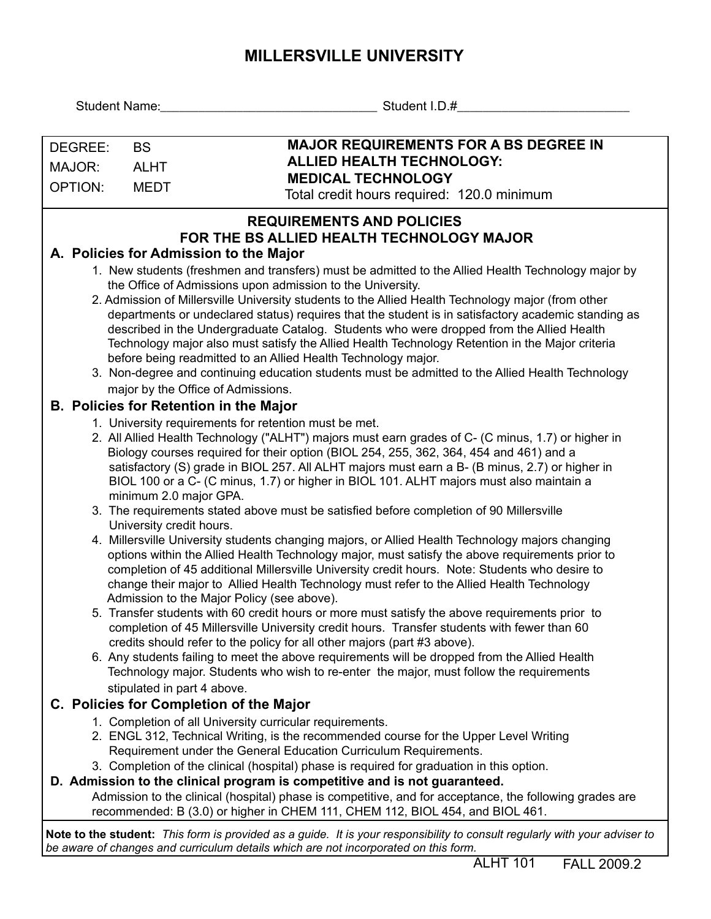# MILLERSVILLE UNIVERSITY

Student Name:______________________________ Student I.D.#________________________

| DEGREE: BS<br>MAJOR: ALHT<br>OPTION: MEDT | **MAJOR REQUIREMENTS FOR A BS DEGREE IN ALLIED HEALTH TECHNOLOGY: MEDICAL TECHNOLOGY**<br>Total credit hours required: 120.0 minimum |
|---|---|

## REQUIREMENTS AND POLICIES FOR THE BS ALLIED HEALTH TECHNOLOGY MAJOR

### A. Policies for Admission to the Major

1. New students (freshmen and transfers) must be admitted to the Allied Health Technology major by the Office of Admissions upon admission to the University.
2. Admission of Millersville University students to the Allied Health Technology major (from other departments or undeclared status) requires that the student is in satisfactory academic standing as described in the Undergraduate Catalog. Students who were dropped from the Allied Health Technology major also must satisfy the Allied Health Technology Retention in the Major criteria before being readmitted to an Allied Health Technology major.
3. Non-degree and continuing education students must be admitted to the Allied Health Technology major by the Office of Admissions.

### B. Policies for Retention in the Major

1. University requirements for retention must be met.
2. All Allied Health Technology ("ALHT") majors must earn grades of C- (C minus, 1.7) or higher in Biology courses required for their option (BIOL 254, 255, 362, 364, 454 and 461) and a satisfactory (S) grade in BIOL 257. All ALHT majors must earn a B- (B minus, 2.7) or higher in BIOL 100 or a C- (C minus, 1.7) or higher in BIOL 101. ALHT majors must also maintain a minimum 2.0 major GPA.
3. The requirements stated above must be satisfied before completion of 90 Millersville University credit hours.
4. Millersville University students changing majors, or Allied Health Technology majors changing options within the Allied Health Technology major, must satisfy the above requirements prior to completion of 45 additional Millersville University credit hours. Note: Students who desire to change their major to Allied Health Technology must refer to the Allied Health Technology Admission to the Major Policy (see above).
5. Transfer students with 60 credit hours or more must satisfy the above requirements prior to completion of 45 Millersville University credit hours. Transfer students with fewer than 60 credits should refer to the policy for all other majors (part #3 above).
6. Any students failing to meet the above requirements will be dropped from the Allied Health Technology major. Students who wish to re-enter the major, must follow the requirements stipulated in part 4 above.

### C. Policies for Completion of the Major

1. Completion of all University curricular requirements.
2. ENGL 312, Technical Writing, is the recommended course for the Upper Level Writing Requirement under the General Education Curriculum Requirements.
3. Completion of the clinical (hospital) phase is required for graduation in this option.

### D. Admission to the clinical program is competitive and is not guaranteed.

Admission to the clinical (hospital) phase is competitive, and for acceptance, the following grades are recommended: B (3.0) or higher in CHEM 111, CHEM 112, BIOL 454, and BIOL 461.

**Note to the student:** *This form is provided as a guide. It is your responsibility to consult regularly with your adviser to be aware of changes and curriculum details which are not incorporated on this form.*

ALHT 101 FALL 2009.2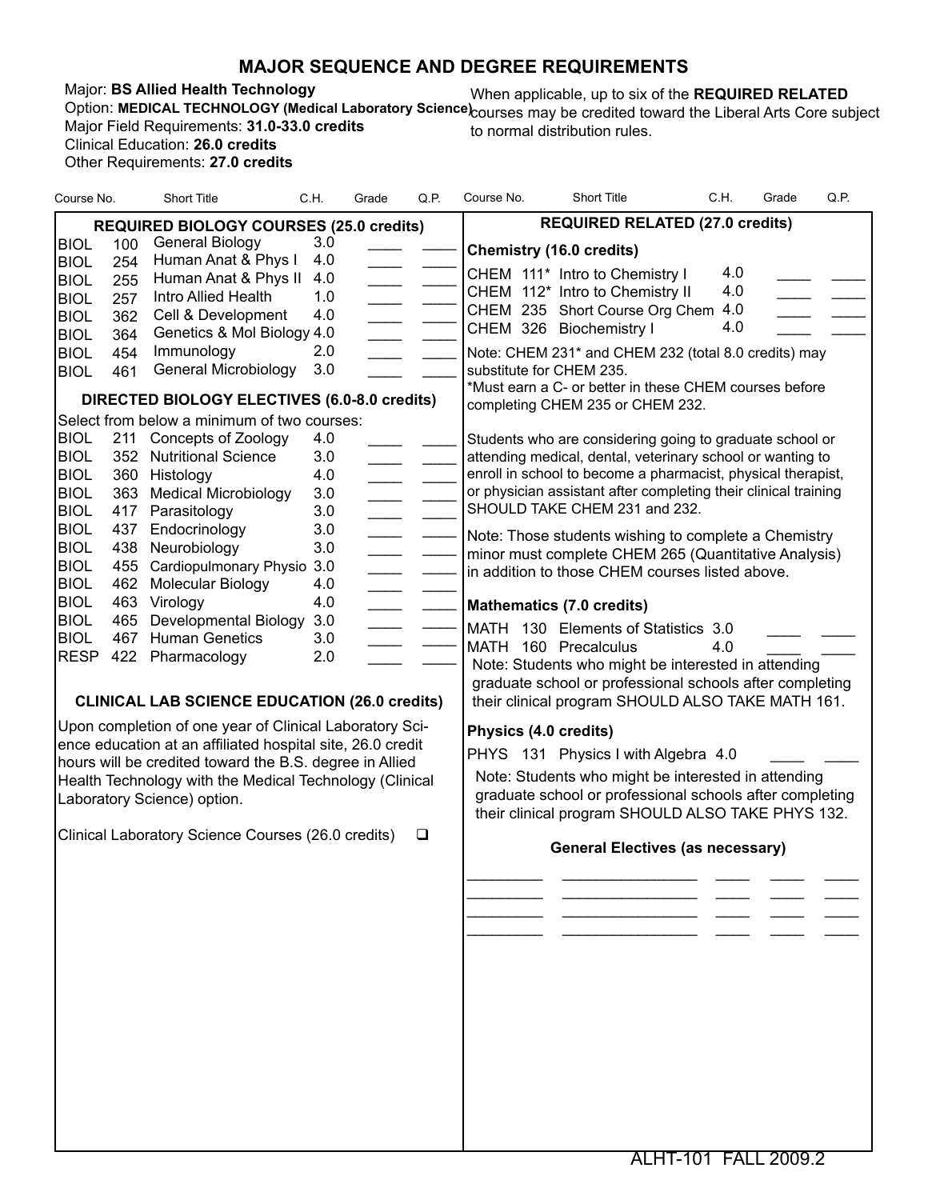# MAJOR SEQUENCE AND DEGREE REQUIREMENTS

Major: **BS Allied Health Technology**
Option: **MEDICAL TECHNOLOGY (Medical Laboratory Science)**
Major Field Requirements: **31.0-33.0 credits**
Clinical Education: **26.0 credits**
Other Requirements: **27.0 credits**

When applicable, up to six of the **REQUIRED RELATED** courses may be credited toward the Liberal Arts Core subject to normal distribution rules.

## REQUIRED BIOLOGY COURSES (25.0 credits)

| Course No. | | Short Title | C.H. | Grade | Q.P. |
|---|---|---|---|---|---|
| BIOL | 100 | General Biology | 3.0 | ____ | ____ |
| BIOL | 254 | Human Anat & Phys I | 4.0 | ____ | ____ |
| BIOL | 255 | Human Anat & Phys II | 4.0 | ____ | ____ |
| BIOL | 257 | Intro Allied Health | 1.0 | ____ | ____ |
| BIOL | 362 | Cell & Development | 4.0 | ____ | ____ |
| BIOL | 364 | Genetics & Mol Biology | 4.0 | ____ | ____ |
| BIOL | 454 | Immunology | 2.0 | ____ | ____ |
| BIOL | 461 | General Microbiology | 3.0 | ____ | ____ |

## DIRECTED BIOLOGY ELECTIVES (6.0-8.0 credits)

Select from below a minimum of two courses:

| Course No. | | Short Title | C.H. | Grade | Q.P. |
|---|---|---|---|---|---|
| BIOL | 211 | Concepts of Zoology | 4.0 | ____ | ____ |
| BIOL | 352 | Nutritional Science | 3.0 | ____ | ____ |
| BIOL | 360 | Histology | 4.0 | ____ | ____ |
| BIOL | 363 | Medical Microbiology | 3.0 | ____ | ____ |
| BIOL | 417 | Parasitology | 3.0 | ____ | ____ |
| BIOL | 437 | Endocrinology | 3.0 | ____ | ____ |
| BIOL | 438 | Neurobiology | 3.0 | ____ | ____ |
| BIOL | 455 | Cardiopulmonary Physio | 3.0 | ____ | ____ |
| BIOL | 462 | Molecular Biology | 4.0 | ____ | ____ |
| BIOL | 463 | Virology | 4.0 | ____ | ____ |
| BIOL | 465 | Developmental Biology | 3.0 | ____ | ____ |
| BIOL | 467 | Human Genetics | 3.0 | ____ | ____ |
| RESP | 422 | Pharmacology | 2.0 | ____ | ____ |

## CLINICAL LAB SCIENCE EDUCATION (26.0 credits)

Upon completion of one year of Clinical Laboratory Science education at an affiliated hospital site, 26.0 credit hours will be credited toward the B.S. degree in Allied Health Technology with the Medical Technology (Clinical Laboratory Science) option.

Clinical Laboratory Science Courses (26.0 credits) ☐

## REQUIRED RELATED (27.0 credits)

### Chemistry (16.0 credits)

| Course No. | | Short Title | C.H. | Grade | Q.P. |
|---|---|---|---|---|---|
| CHEM | 111* | Intro to Chemistry I | 4.0 | ____ | ____ |
| CHEM | 112* | Intro to Chemistry II | 4.0 | ____ | ____ |
| CHEM | 235 | Short Course Org Chem | 4.0 | ____ | ____ |
| CHEM | 326 | Biochemistry I | 4.0 | ____ | ____ |

Note: CHEM 231* and CHEM 232 (total 8.0 credits) may substitute for CHEM 235.
*Must earn a C- or better in these CHEM courses before completing CHEM 235 or CHEM 232.

Students who are considering going to graduate school or attending medical, dental, veterinary school or wanting to enroll in school to become a pharmacist, physical therapist, or physician assistant after completing their clinical training SHOULD TAKE CHEM 231 and 232.

Note: Those students wishing to complete a Chemistry minor must complete CHEM 265 (Quantitative Analysis) in addition to those CHEM courses listed above.

### Mathematics (7.0 credits)

| Course No. | | Short Title | C.H. | Grade | Q.P. |
|---|---|---|---|---|---|
| MATH | 130 | Elements of Statistics | 3.0 | ____ | ____ |
| MATH | 160 | Precalculus | 4.0 | ____ | ____ |

Note: Students who might be interested in attending graduate school or professional schools after completing their clinical program SHOULD ALSO TAKE MATH 161.

### Physics (4.0 credits)

| Course No. | | Short Title | C.H. | Grade | Q.P. |
|---|---|---|---|---|---|
| PHYS | 131 | Physics I with Algebra | 4.0 | ____ | ____ |

Note: Students who might be interested in attending graduate school or professional schools after completing their clinical program SHOULD ALSO TAKE PHYS 132.

### General Electives (as necessary)

| Course No. | Short Title | C.H. | Grade | Q.P. |
|---|---|---|---|---|
| ________ | ______________ | ____ | ____ | ____ |
| ________ | ______________ | ____ | ____ | ____ |
| ________ | ______________ | ____ | ____ | ____ |
| ________ | ______________ | ____ | ____ | ____ |

ALHT-101 FALL 2009.2